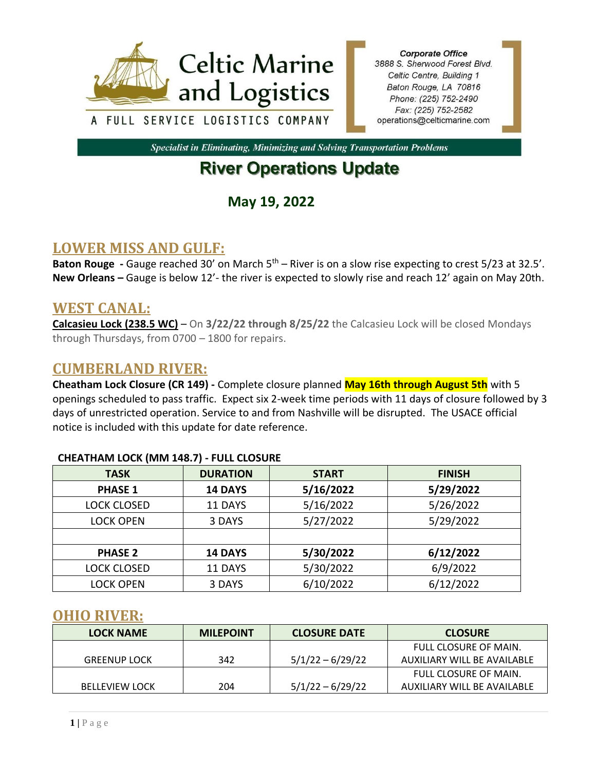Celtic Marine and Logistics

A FULL SERVICE LOGISTICS COMPANY

*Corporate Office*
*3888 S. Sherwood Forest Blvd.*
*Celtic Centre, Building 1*
*Baton Rouge, LA 70816*
*Phone: (225) 752-2490*
*Fax: (225) 752-2582*
*operations@celticmarine.com*

***Specialist in Eliminating, Minimizing and Solving Transportation Problems***

# River Operations Update

## May 19, 2022

## LOWER MISS AND GULF:

**Baton Rouge -** Gauge reached 30' on March 5th – River is on a slow rise expecting to crest 5/23 at 32.5'.
**New Orleans –** Gauge is below 12'- the river is expected to slowly rise and reach 12' again on May 20th.

## WEST CANAL:

**Calcasieu Lock (238.5 WC)** – On **3/22/22 through 8/25/22** the Calcasieu Lock will be closed Mondays through Thursdays, from 0700 – 1800 for repairs.

## CUMBERLAND RIVER:

**Cheatham Lock Closure (CR 149) -** Complete closure planned **May 16th through August 5th** with 5 openings scheduled to pass traffic. Expect six 2-week time periods with 11 days of closure followed by 3 days of unrestricted operation. Service to and from Nashville will be disrupted. The USACE official notice is included with this update for date reference.

**CHEATHAM LOCK (MM 148.7) - FULL CLOSURE**

| TASK | DURATION | START | FINISH |
|---|---|---|---|
| **PHASE 1** | **14 DAYS** | **5/16/2022** | **5/29/2022** |
| LOCK CLOSED | 11 DAYS | 5/16/2022 | 5/26/2022 |
| LOCK OPEN | 3 DAYS | 5/27/2022 | 5/29/2022 |
| | | | |
| **PHASE 2** | **14 DAYS** | **5/30/2022** | **6/12/2022** |
| LOCK CLOSED | 11 DAYS | 5/30/2022 | 6/9/2022 |
| LOCK OPEN | 3 DAYS | 6/10/2022 | 6/12/2022 |

## OHIO RIVER:

| LOCK NAME | MILEPOINT | CLOSURE DATE | CLOSURE |
|---|---|---|---|
| GREENUP LOCK | 342 | 5/1/22 – 6/29/22 | FULL CLOSURE OF MAIN. AUXILIARY WILL BE AVAILABLE |
| BELLEVIEW LOCK | 204 | 5/1/22 – 6/29/22 | FULL CLOSURE OF MAIN. AUXILIARY WILL BE AVAILABLE |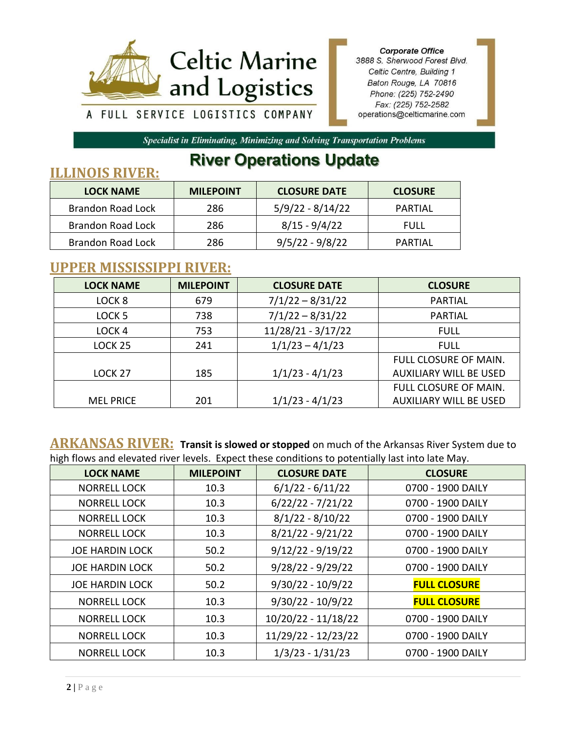Celtic Marine and Logistics

A FULL SERVICE LOGISTICS COMPANY

*Corporate Office*
*3888 S. Sherwood Forest Blvd.*
*Celtic Centre, Building 1*
*Baton Rouge, LA 70816*
*Phone: (225) 752-2490*
*Fax: (225) 752-2582*
*operations@celticmarine.com*

*Specialist in Eliminating, Minimizing and Solving Transportation Problems*

# River Operations Update

## ILLINOIS RIVER:

| LOCK NAME | MILEPOINT | CLOSURE DATE | CLOSURE |
|---|---|---|---|
| Brandon Road Lock | 286 | 5/9/22 - 8/14/22 | PARTIAL |
| Brandon Road Lock | 286 | 8/15 - 9/4/22 | FULL |
| Brandon Road Lock | 286 | 9/5/22 - 9/8/22 | PARTIAL |

## UPPER MISSISSIPPI RIVER:

| LOCK NAME | MILEPOINT | CLOSURE DATE | CLOSURE |
|---|---|---|---|
| LOCK 8 | 679 | 7/1/22 – 8/31/22 | PARTIAL |
| LOCK 5 | 738 | 7/1/22 – 8/31/22 | PARTIAL |
| LOCK 4 | 753 | 11/28/21 - 3/17/22 | FULL |
| LOCK 25 | 241 | 1/1/23 – 4/1/23 | FULL |
| LOCK 27 | 185 | 1/1/23 - 4/1/23 | FULL CLOSURE OF MAIN. AUXILIARY WILL BE USED |
| MEL PRICE | 201 | 1/1/23 - 4/1/23 | FULL CLOSURE OF MAIN. AUXILIARY WILL BE USED |

## ARKANSAS RIVER:

**Transit is slowed or stopped** on much of the Arkansas River System due to high flows and elevated river levels. Expect these conditions to potentially last into late May.

| LOCK NAME | MILEPOINT | CLOSURE DATE | CLOSURE |
|---|---|---|---|
| NORRELL LOCK | 10.3 | 6/1/22 - 6/11/22 | 0700 - 1900 DAILY |
| NORRELL LOCK | 10.3 | 6/22/22 - 7/21/22 | 0700 - 1900 DAILY |
| NORRELL LOCK | 10.3 | 8/1/22 - 8/10/22 | 0700 - 1900 DAILY |
| NORRELL LOCK | 10.3 | 8/21/22 - 9/21/22 | 0700 - 1900 DAILY |
| JOE HARDIN LOCK | 50.2 | 9/12/22 - 9/19/22 | 0700 - 1900 DAILY |
| JOE HARDIN LOCK | 50.2 | 9/28/22 - 9/29/22 | 0700 - 1900 DAILY |
| JOE HARDIN LOCK | 50.2 | 9/30/22 - 10/9/22 | **FULL CLOSURE** |
| NORRELL LOCK | 10.3 | 9/30/22 - 10/9/22 | **FULL CLOSURE** |
| NORRELL LOCK | 10.3 | 10/20/22 - 11/18/22 | 0700 - 1900 DAILY |
| NORRELL LOCK | 10.3 | 11/29/22 - 12/23/22 | 0700 - 1900 DAILY |
| NORRELL LOCK | 10.3 | 1/3/23 - 1/31/23 | 0700 - 1900 DAILY |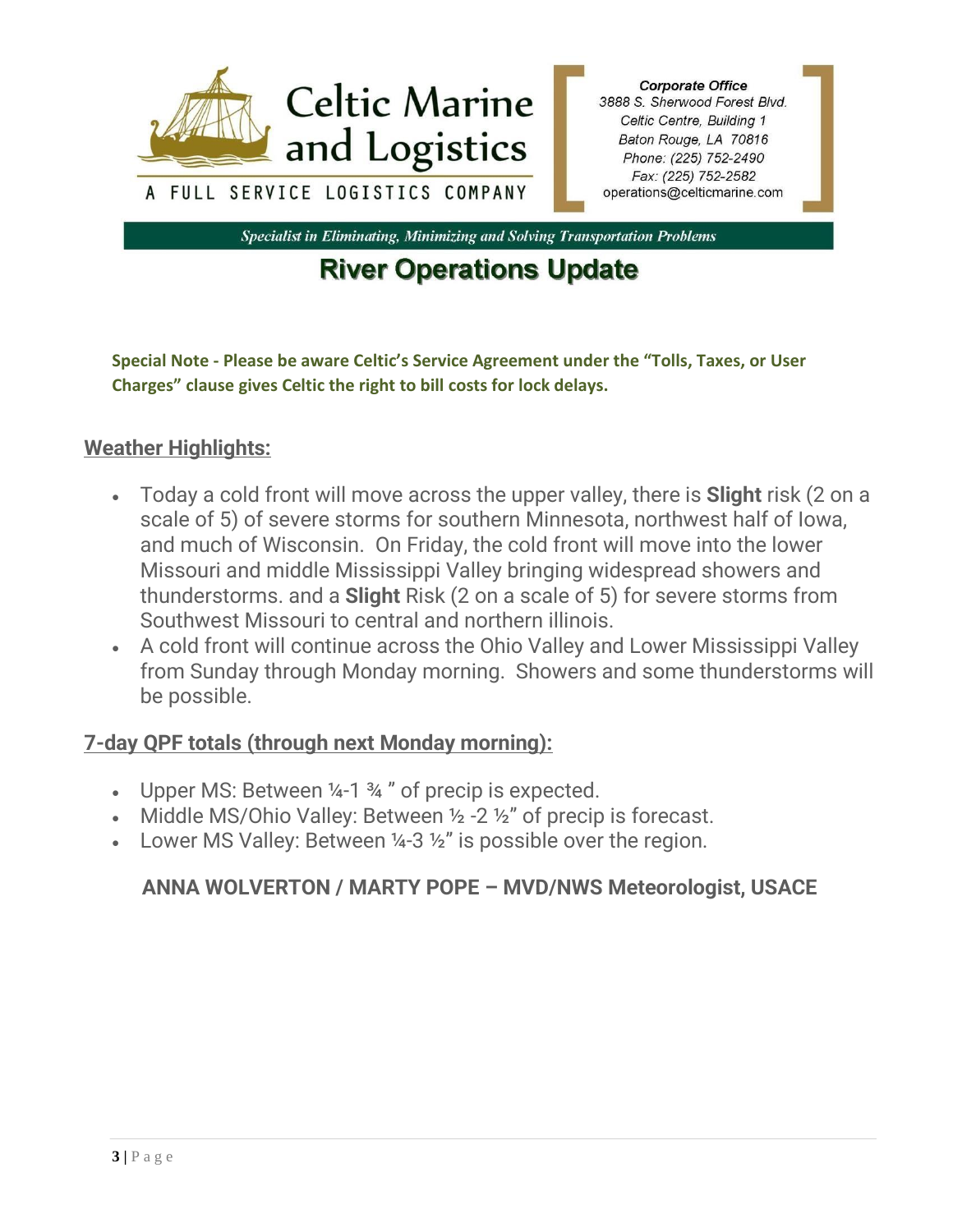# Celtic Marine and Logistics

A FULL SERVICE LOGISTICS COMPANY

**Corporate Office**
3888 S. Sherwood Forest Blvd.
Celtic Centre, Building 1
Baton Rouge, LA 70816
Phone: (225) 752-2490
Fax: (225) 752-2582
operations@celticmarine.com

*Specialist in Eliminating, Minimizing and Solving Transportation Problems*

## River Operations Update

**Special Note - Please be aware Celtic's Service Agreement under the "Tolls, Taxes, or User Charges" clause gives Celtic the right to bill costs for lock delays.**

### Weather Highlights:

- Today a cold front will move across the upper valley, there is **Slight** risk (2 on a scale of 5) of severe storms for southern Minnesota, northwest half of Iowa, and much of Wisconsin. On Friday, the cold front will move into the lower Missouri and middle Mississippi Valley bringing widespread showers and thunderstorms. and a **Slight** Risk (2 on a scale of 5) for severe storms from Southwest Missouri to central and northern illinois.
- A cold front will continue across the Ohio Valley and Lower Mississippi Valley from Sunday through Monday morning. Showers and some thunderstorms will be possible.

### 7-day QPF totals (through next Monday morning):

- Upper MS: Between ¼-1 ¾ " of precip is expected.
- Middle MS/Ohio Valley: Between ½ -2 ½" of precip is forecast.
- Lower MS Valley: Between ¼-3 ½" is possible over the region.

**ANNA WOLVERTON / MARTY POPE – MVD/NWS Meteorologist, USACE**